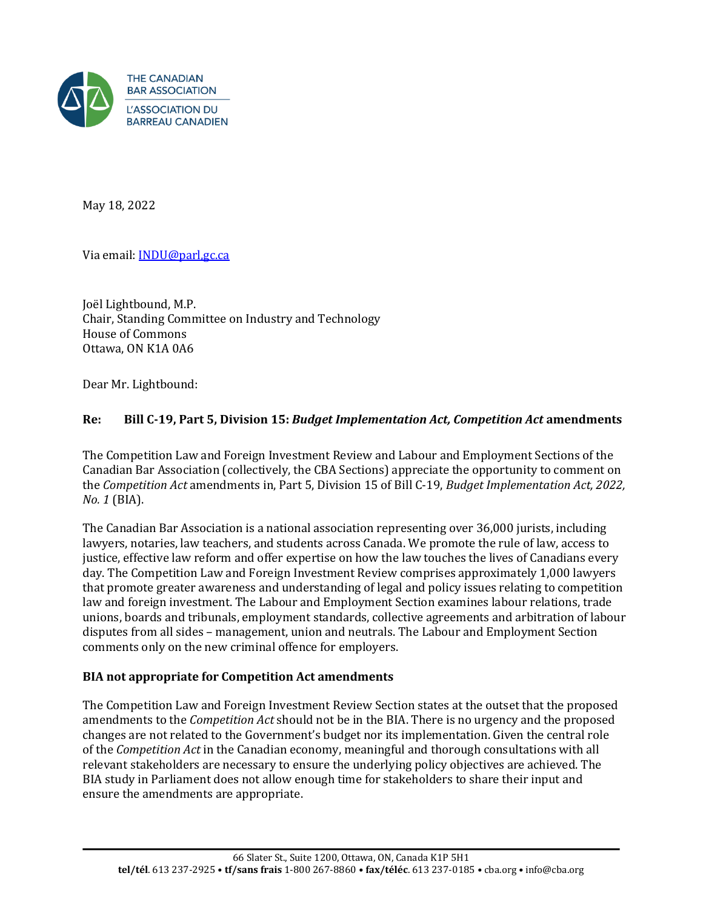THE CANADIAN BAR ASSOCIATION
L'ASSOCIATION DU BARREAU CANADIEN

May 18, 2022

Via email: INDU@parl.gc.ca

Joël Lightbound, M.P.
Chair, Standing Committee on Industry and Technology
House of Commons
Ottawa, ON K1A 0A6

Dear Mr. Lightbound:

**Re: Bill C-19, Part 5, Division 15: *Budget Implementation Act, Competition Act* amendments**

The Competition Law and Foreign Investment Review and Labour and Employment Sections of the Canadian Bar Association (collectively, the CBA Sections) appreciate the opportunity to comment on the *Competition Act* amendments in, Part 5, Division 15 of Bill C-19, *Budget Implementation Act, 2022, No. 1* (BIA).

The Canadian Bar Association is a national association representing over 36,000 jurists, including lawyers, notaries, law teachers, and students across Canada. We promote the rule of law, access to justice, effective law reform and offer expertise on how the law touches the lives of Canadians every day. The Competition Law and Foreign Investment Review comprises approximately 1,000 lawyers that promote greater awareness and understanding of legal and policy issues relating to competition law and foreign investment. The Labour and Employment Section examines labour relations, trade unions, boards and tribunals, employment standards, collective agreements and arbitration of labour disputes from all sides – management, union and neutrals. The Labour and Employment Section comments only on the new criminal offence for employers.

**BIA not appropriate for Competition Act amendments**

The Competition Law and Foreign Investment Review Section states at the outset that the proposed amendments to the *Competition Act* should not be in the BIA. There is no urgency and the proposed changes are not related to the Government's budget nor its implementation. Given the central role of the *Competition Act* in the Canadian economy, meaningful and thorough consultations with all relevant stakeholders are necessary to ensure the underlying policy objectives are achieved. The BIA study in Parliament does not allow enough time for stakeholders to share their input and ensure the amendments are appropriate.

66 Slater St., Suite 1200, Ottawa, ON, Canada K1P 5H1
**tel/tél**. 613 237-2925 • **tf/sans frais** 1-800 267-8860 • **fax/téléc**. 613 237-0185 • cba.org • info@cba.org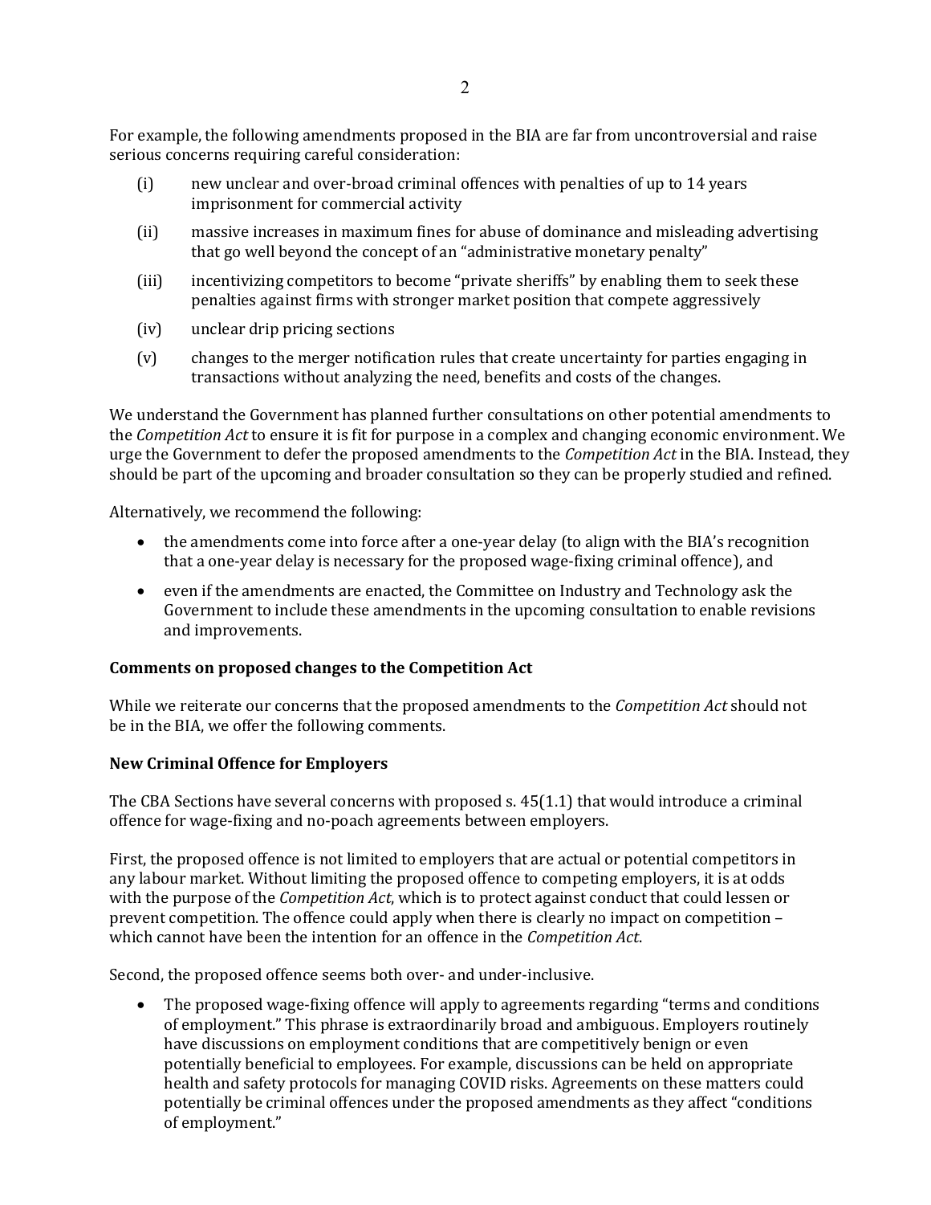For example, the following amendments proposed in the BIA are far from uncontroversial and raise serious concerns requiring careful consideration:

(i) new unclear and over-broad criminal offences with penalties of up to 14 years imprisonment for commercial activity

(ii) massive increases in maximum fines for abuse of dominance and misleading advertising that go well beyond the concept of an "administrative monetary penalty"

(iii) incentivizing competitors to become "private sheriffs" by enabling them to seek these penalties against firms with stronger market position that compete aggressively

(iv) unclear drip pricing sections

(v) changes to the merger notification rules that create uncertainty for parties engaging in transactions without analyzing the need, benefits and costs of the changes.

We understand the Government has planned further consultations on other potential amendments to the *Competition Act* to ensure it is fit for purpose in a complex and changing economic environment. We urge the Government to defer the proposed amendments to the *Competition Act* in the BIA. Instead, they should be part of the upcoming and broader consultation so they can be properly studied and refined.

Alternatively, we recommend the following:

- the amendments come into force after a one-year delay (to align with the BIA's recognition that a one-year delay is necessary for the proposed wage-fixing criminal offence), and
- even if the amendments are enacted, the Committee on Industry and Technology ask the Government to include these amendments in the upcoming consultation to enable revisions and improvements.

**Comments on proposed changes to the Competition Act**

While we reiterate our concerns that the proposed amendments to the *Competition Act* should not be in the BIA, we offer the following comments.

**New Criminal Offence for Employers**

The CBA Sections have several concerns with proposed s. 45(1.1) that would introduce a criminal offence for wage-fixing and no-poach agreements between employers.

First, the proposed offence is not limited to employers that are actual or potential competitors in any labour market. Without limiting the proposed offence to competing employers, it is at odds with the purpose of the *Competition Act*, which is to protect against conduct that could lessen or prevent competition. The offence could apply when there is clearly no impact on competition – which cannot have been the intention for an offence in the *Competition Act*.

Second, the proposed offence seems both over- and under-inclusive.

- The proposed wage-fixing offence will apply to agreements regarding "terms and conditions of employment." This phrase is extraordinarily broad and ambiguous. Employers routinely have discussions on employment conditions that are competitively benign or even potentially beneficial to employees. For example, discussions can be held on appropriate health and safety protocols for managing COVID risks. Agreements on these matters could potentially be criminal offences under the proposed amendments as they affect "conditions of employment."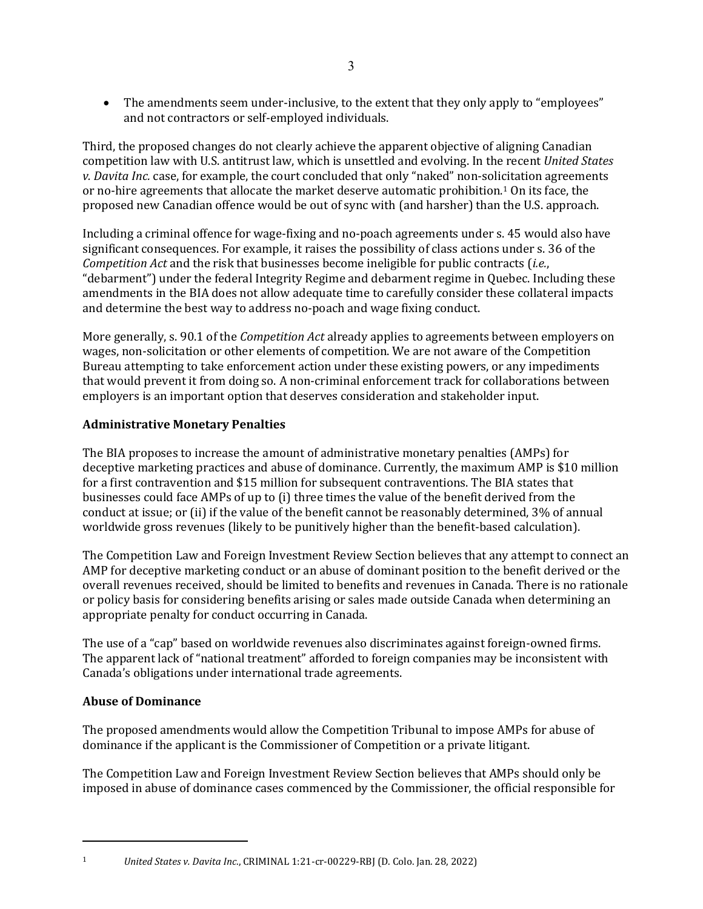- The amendments seem under-inclusive, to the extent that they only apply to "employees" and not contractors or self-employed individuals.

Third, the proposed changes do not clearly achieve the apparent objective of aligning Canadian competition law with U.S. antitrust law, which is unsettled and evolving. In the recent *United States v. Davita Inc.* case, for example, the court concluded that only "naked" non-solicitation agreements or no-hire agreements that allocate the market deserve automatic prohibition.[1] On its face, the proposed new Canadian offence would be out of sync with (and harsher) than the U.S. approach.

Including a criminal offence for wage-fixing and no-poach agreements under s. 45 would also have significant consequences. For example, it raises the possibility of class actions under s. 36 of the *Competition Act* and the risk that businesses become ineligible for public contracts (*i.e.*, "debarment") under the federal Integrity Regime and debarment regime in Quebec. Including these amendments in the BIA does not allow adequate time to carefully consider these collateral impacts and determine the best way to address no-poach and wage fixing conduct.

More generally, s. 90.1 of the *Competition Act* already applies to agreements between employers on wages, non-solicitation or other elements of competition. We are not aware of the Competition Bureau attempting to take enforcement action under these existing powers, or any impediments that would prevent it from doing so. A non-criminal enforcement track for collaborations between employers is an important option that deserves consideration and stakeholder input.

**Administrative Monetary Penalties**

The BIA proposes to increase the amount of administrative monetary penalties (AMPs) for deceptive marketing practices and abuse of dominance. Currently, the maximum AMP is $10 million for a first contravention and $15 million for subsequent contraventions. The BIA states that businesses could face AMPs of up to (i) three times the value of the benefit derived from the conduct at issue; or (ii) if the value of the benefit cannot be reasonably determined, 3% of annual worldwide gross revenues (likely to be punitively higher than the benefit-based calculation).

The Competition Law and Foreign Investment Review Section believes that any attempt to connect an AMP for deceptive marketing conduct or an abuse of dominant position to the benefit derived or the overall revenues received, should be limited to benefits and revenues in Canada. There is no rationale or policy basis for considering benefits arising or sales made outside Canada when determining an appropriate penalty for conduct occurring in Canada.

The use of a "cap" based on worldwide revenues also discriminates against foreign-owned firms. The apparent lack of "national treatment" afforded to foreign companies may be inconsistent with Canada's obligations under international trade agreements.

**Abuse of Dominance**

The proposed amendments would allow the Competition Tribunal to impose AMPs for abuse of dominance if the applicant is the Commissioner of Competition or a private litigant.

The Competition Law and Foreign Investment Review Section believes that AMPs should only be imposed in abuse of dominance cases commenced by the Commissioner, the official responsible for

---

[1] *United States v. Davita Inc.*, CRIMINAL 1:21-cr-00229-RBJ (D. Colo. Jan. 28, 2022)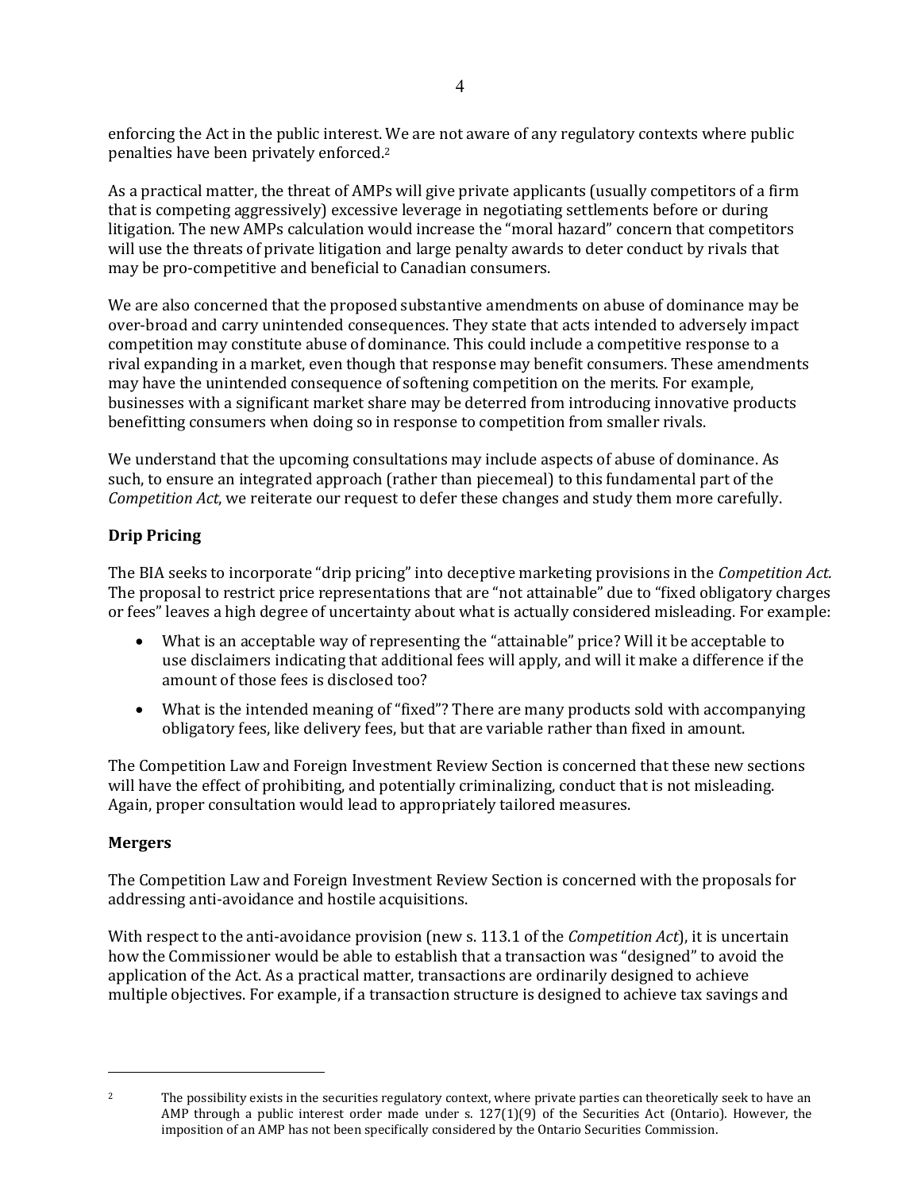enforcing the Act in the public interest. We are not aware of any regulatory contexts where public penalties have been privately enforced.[2]

As a practical matter, the threat of AMPs will give private applicants (usually competitors of a firm that is competing aggressively) excessive leverage in negotiating settlements before or during litigation. The new AMPs calculation would increase the "moral hazard" concern that competitors will use the threats of private litigation and large penalty awards to deter conduct by rivals that may be pro-competitive and beneficial to Canadian consumers.

We are also concerned that the proposed substantive amendments on abuse of dominance may be over-broad and carry unintended consequences. They state that acts intended to adversely impact competition may constitute abuse of dominance. This could include a competitive response to a rival expanding in a market, even though that response may benefit consumers. These amendments may have the unintended consequence of softening competition on the merits. For example, businesses with a significant market share may be deterred from introducing innovative products benefitting consumers when doing so in response to competition from smaller rivals.

We understand that the upcoming consultations may include aspects of abuse of dominance. As such, to ensure an integrated approach (rather than piecemeal) to this fundamental part of the *Competition Act*, we reiterate our request to defer these changes and study them more carefully.

### Drip Pricing

The BIA seeks to incorporate "drip pricing" into deceptive marketing provisions in the *Competition Act.* The proposal to restrict price representations that are "not attainable" due to "fixed obligatory charges or fees" leaves a high degree of uncertainty about what is actually considered misleading. For example:

- What is an acceptable way of representing the "attainable" price? Will it be acceptable to use disclaimers indicating that additional fees will apply, and will it make a difference if the amount of those fees is disclosed too?
- What is the intended meaning of "fixed"? There are many products sold with accompanying obligatory fees, like delivery fees, but that are variable rather than fixed in amount.

The Competition Law and Foreign Investment Review Section is concerned that these new sections will have the effect of prohibiting, and potentially criminalizing, conduct that is not misleading. Again, proper consultation would lead to appropriately tailored measures.

### Mergers

The Competition Law and Foreign Investment Review Section is concerned with the proposals for addressing anti-avoidance and hostile acquisitions.

With respect to the anti-avoidance provision (new s. 113.1 of the *Competition Act*), it is uncertain how the Commissioner would be able to establish that a transaction was "designed" to avoid the application of the Act. As a practical matter, transactions are ordinarily designed to achieve multiple objectives. For example, if a transaction structure is designed to achieve tax savings and

---

[2] The possibility exists in the securities regulatory context, where private parties can theoretically seek to have an AMP through a public interest order made under s. 127(1)(9) of the Securities Act (Ontario). However, the imposition of an AMP has not been specifically considered by the Ontario Securities Commission.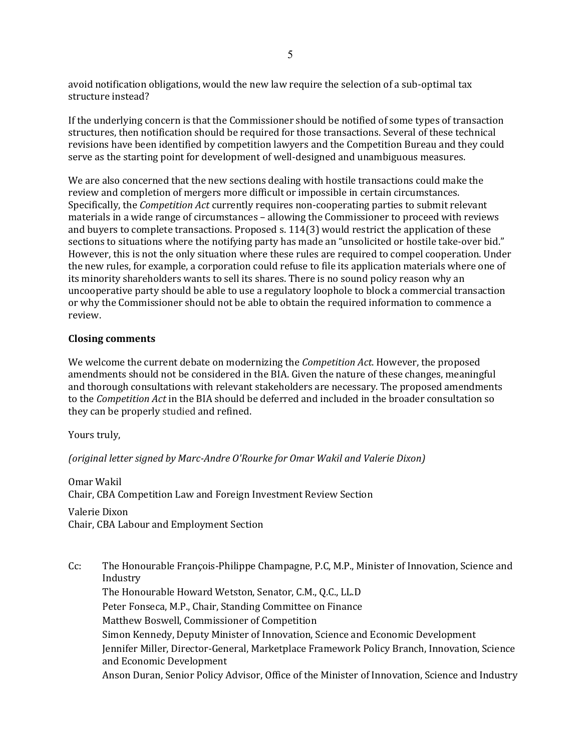avoid notification obligations, would the new law require the selection of a sub-optimal tax structure instead?

If the underlying concern is that the Commissioner should be notified of some types of transaction structures, then notification should be required for those transactions. Several of these technical revisions have been identified by competition lawyers and the Competition Bureau and they could serve as the starting point for development of well-designed and unambiguous measures.

We are also concerned that the new sections dealing with hostile transactions could make the review and completion of mergers more difficult or impossible in certain circumstances. Specifically, the *Competition Act* currently requires non-cooperating parties to submit relevant materials in a wide range of circumstances – allowing the Commissioner to proceed with reviews and buyers to complete transactions. Proposed s. 114(3) would restrict the application of these sections to situations where the notifying party has made an "unsolicited or hostile take-over bid." However, this is not the only situation where these rules are required to compel cooperation. Under the new rules, for example, a corporation could refuse to file its application materials where one of its minority shareholders wants to sell its shares. There is no sound policy reason why an uncooperative party should be able to use a regulatory loophole to block a commercial transaction or why the Commissioner should not be able to obtain the required information to commence a review.

**Closing comments**

We welcome the current debate on modernizing the *Competition Act*. However, the proposed amendments should not be considered in the BIA. Given the nature of these changes, meaningful and thorough consultations with relevant stakeholders are necessary. The proposed amendments to the *Competition Act* in the BIA should be deferred and included in the broader consultation so they can be properly studied and refined.

Yours truly,

*(original letter signed by Marc-Andre O'Rourke for Omar Wakil and Valerie Dixon)*

Omar Wakil
Chair, CBA Competition Law and Foreign Investment Review Section

Valerie Dixon
Chair, CBA Labour and Employment Section

Cc: The Honourable François-Philippe Champagne, P.C, M.P., Minister of Innovation, Science and Industry
The Honourable Howard Wetston, Senator, C.M., Q.C., LL.D
Peter Fonseca, M.P., Chair, Standing Committee on Finance
Matthew Boswell, Commissioner of Competition
Simon Kennedy, Deputy Minister of Innovation, Science and Economic Development
Jennifer Miller, Director-General, Marketplace Framework Policy Branch, Innovation, Science and Economic Development
Anson Duran, Senior Policy Advisor, Office of the Minister of Innovation, Science and Industry